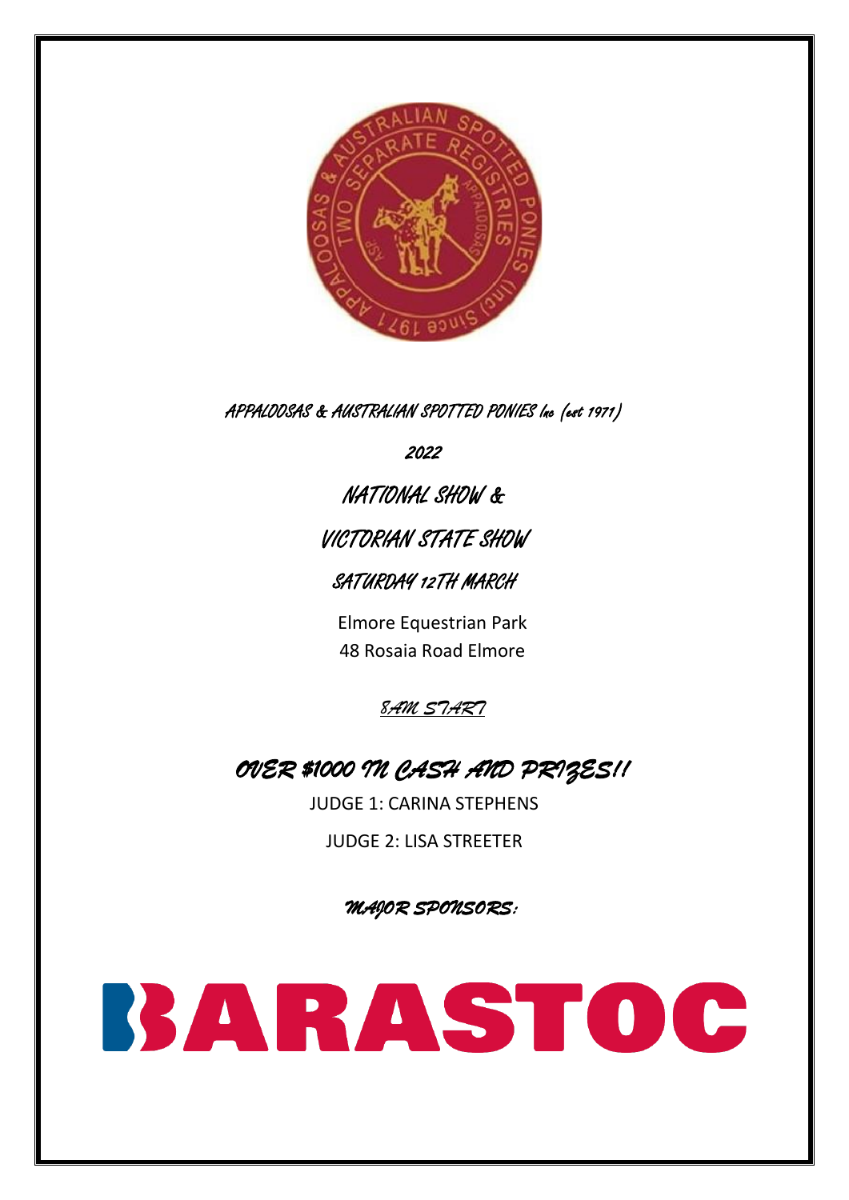APPALOOSAS & AUSTRALIAN SPOTTED PONIES Inc (est 1971)

2022

# NATIONAL SHOW &

# VICTORIAN STATE SHOW

## SATURDAY 12TH MARCH

Elmore Equestrian Park
48 Rosaia Road Elmore

*8AM START*

## OVER $1000 IN CASH AND PRIZES!!

JUDGE 1: CARINA STEPHENS

JUDGE 2: LISA STREETER

*MAJOR SPONSORS:*

BARASTOC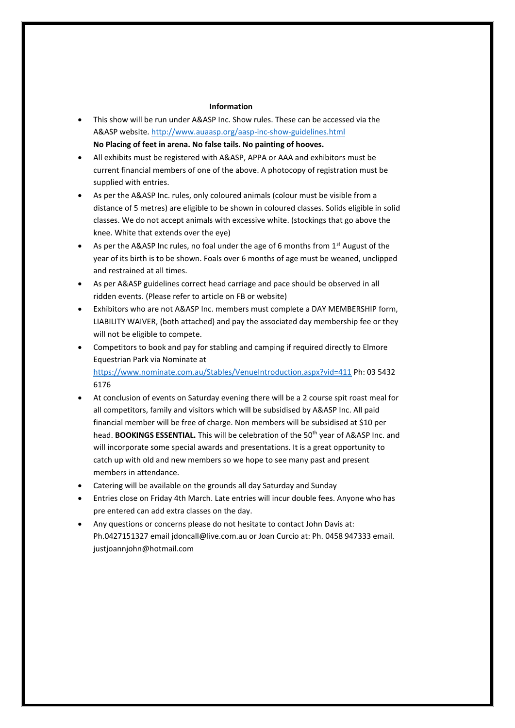## Information

- This show will be run under A&ASP Inc. Show rules. These can be accessed via the A&ASP website. http://www.auaasp.org/aasp-inc-show-guidelines.html
  **No Placing of feet in arena. No false tails. No painting of hooves.**
- All exhibits must be registered with A&ASP, APPA or AAA and exhibitors must be current financial members of one of the above. A photocopy of registration must be supplied with entries.
- As per the A&ASP Inc. rules, only coloured animals (colour must be visible from a distance of 5 metres) are eligible to be shown in coloured classes. Solids eligible in solid classes. We do not accept animals with excessive white. (stockings that go above the knee. White that extends over the eye)
- As per the A&ASP Inc rules, no foal under the age of 6 months from 1st August of the year of its birth is to be shown. Foals over 6 months of age must be weaned, unclipped and restrained at all times.
- As per A&ASP guidelines correct head carriage and pace should be observed in all ridden events. (Please refer to article on FB or website)
- Exhibitors who are not A&ASP Inc. members must complete a DAY MEMBERSHIP form, LIABILITY WAIVER, (both attached) and pay the associated day membership fee or they will not be eligible to compete.
- Competitors to book and pay for stabling and camping if required directly to Elmore Equestrian Park via Nominate at https://www.nominate.com.au/Stables/VenueIntroduction.aspx?vid=411 Ph: 03 5432 6176
- At conclusion of events on Saturday evening there will be a 2 course spit roast meal for all competitors, family and visitors which will be subsidised by A&ASP Inc. All paid financial member will be free of charge. Non members will be subsidised at $10 per head. **BOOKINGS ESSENTIAL.** This will be celebration of the 50th year of A&ASP Inc. and will incorporate some special awards and presentations. It is a great opportunity to catch up with old and new members so we hope to see many past and present members in attendance.
- Catering will be available on the grounds all day Saturday and Sunday
- Entries close on Friday 4th March. Late entries will incur double fees. Anyone who has pre entered can add extra classes on the day.
- Any questions or concerns please do not hesitate to contact John Davis at: Ph.0427151327 email jdoncall@live.com.au or Joan Curcio at: Ph. 0458 947333 email. justjoannjohn@hotmail.com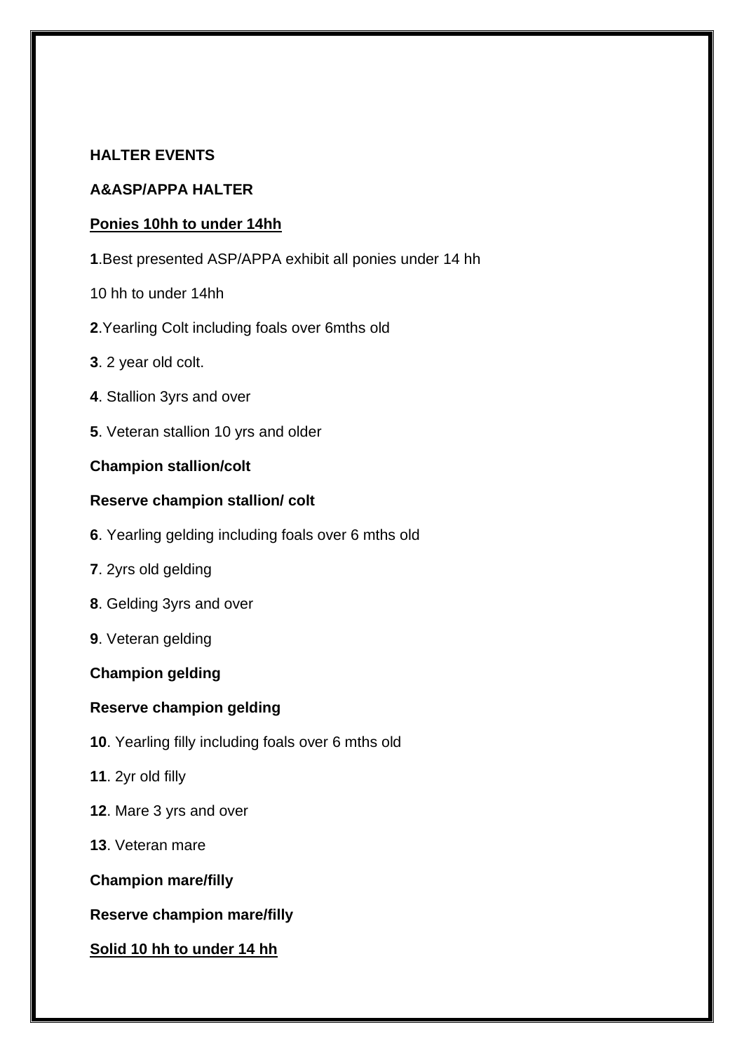**HALTER EVENTS**

**A&ASP/APPA HALTER**

**Ponies 10hh to under 14hh**

**1**.Best presented ASP/APPA exhibit all ponies under 14 hh

10 hh to under 14hh

**2**.Yearling Colt including foals over 6mths old

**3**. 2 year old colt.

**4**. Stallion 3yrs and over

**5**. Veteran stallion 10 yrs and older

**Champion stallion/colt**

**Reserve champion stallion/ colt**

**6**. Yearling gelding including foals over 6 mths old

**7**. 2yrs old gelding

**8**. Gelding 3yrs and over

**9**. Veteran gelding

**Champion gelding**

**Reserve champion gelding**

**10**. Yearling filly including foals over 6 mths old

**11**. 2yr old filly

**12**. Mare 3 yrs and over

**13**. Veteran mare

**Champion mare/filly**

**Reserve champion mare/filly**

**Solid 10 hh to under 14 hh**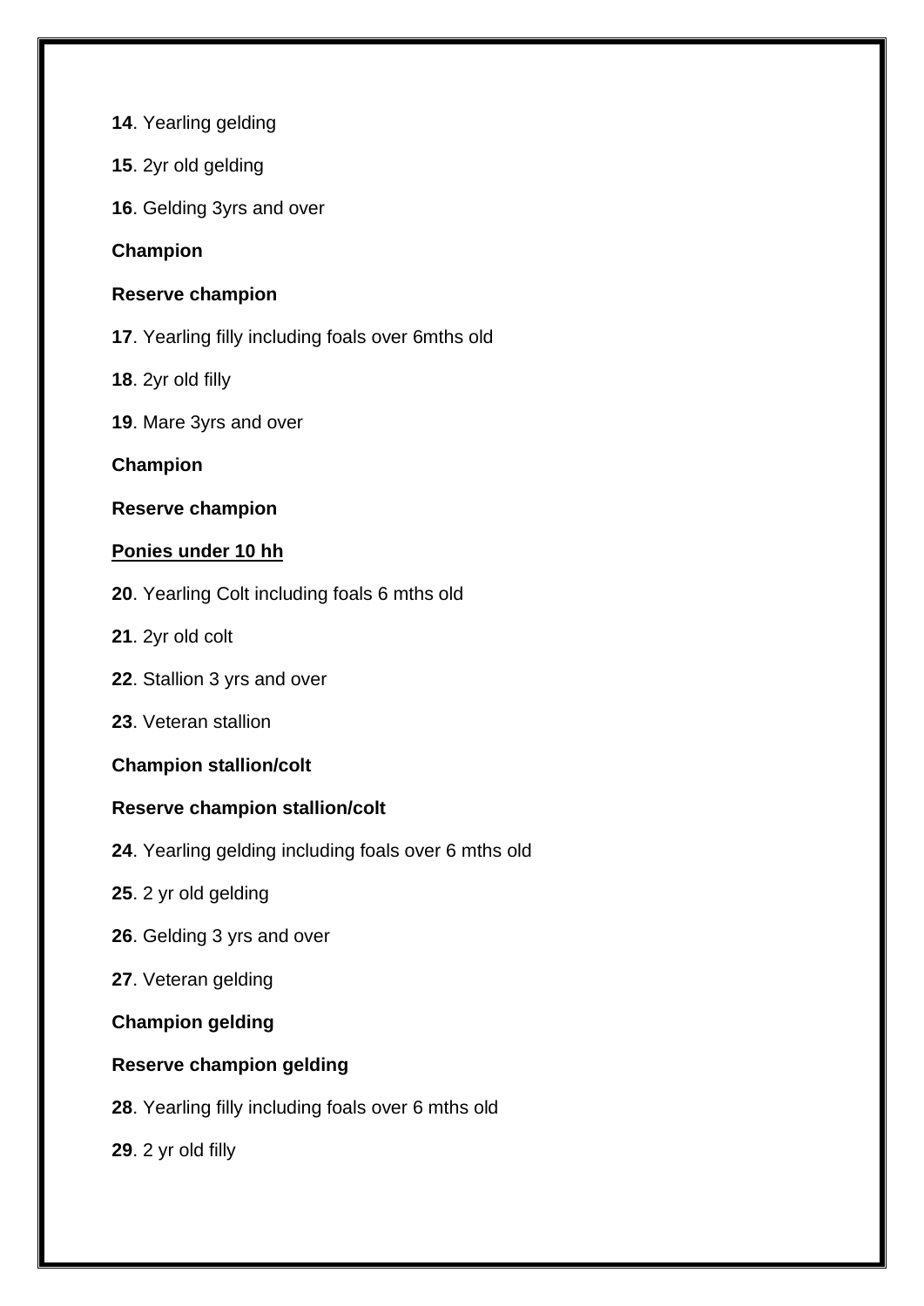**14**. Yearling gelding

**15**. 2yr old gelding

**16**. Gelding 3yrs and over

**Champion**

**Reserve champion**

**17**. Yearling filly including foals over 6mths old

**18**. 2yr old filly

**19**. Mare 3yrs and over

**Champion**

**Reserve champion**

**<u>Ponies under 10 hh</u>**

**20**. Yearling Colt including foals 6 mths old

**21**. 2yr old colt

**22**. Stallion 3 yrs and over

**23**. Veteran stallion

**Champion stallion/colt**

**Reserve champion stallion/colt**

**24**. Yearling gelding including foals over 6 mths old

**25**. 2 yr old gelding

**26**. Gelding 3 yrs and over

**27**. Veteran gelding

**Champion gelding**

**Reserve champion gelding**

**28**. Yearling filly including foals over 6 mths old

**29**. 2 yr old filly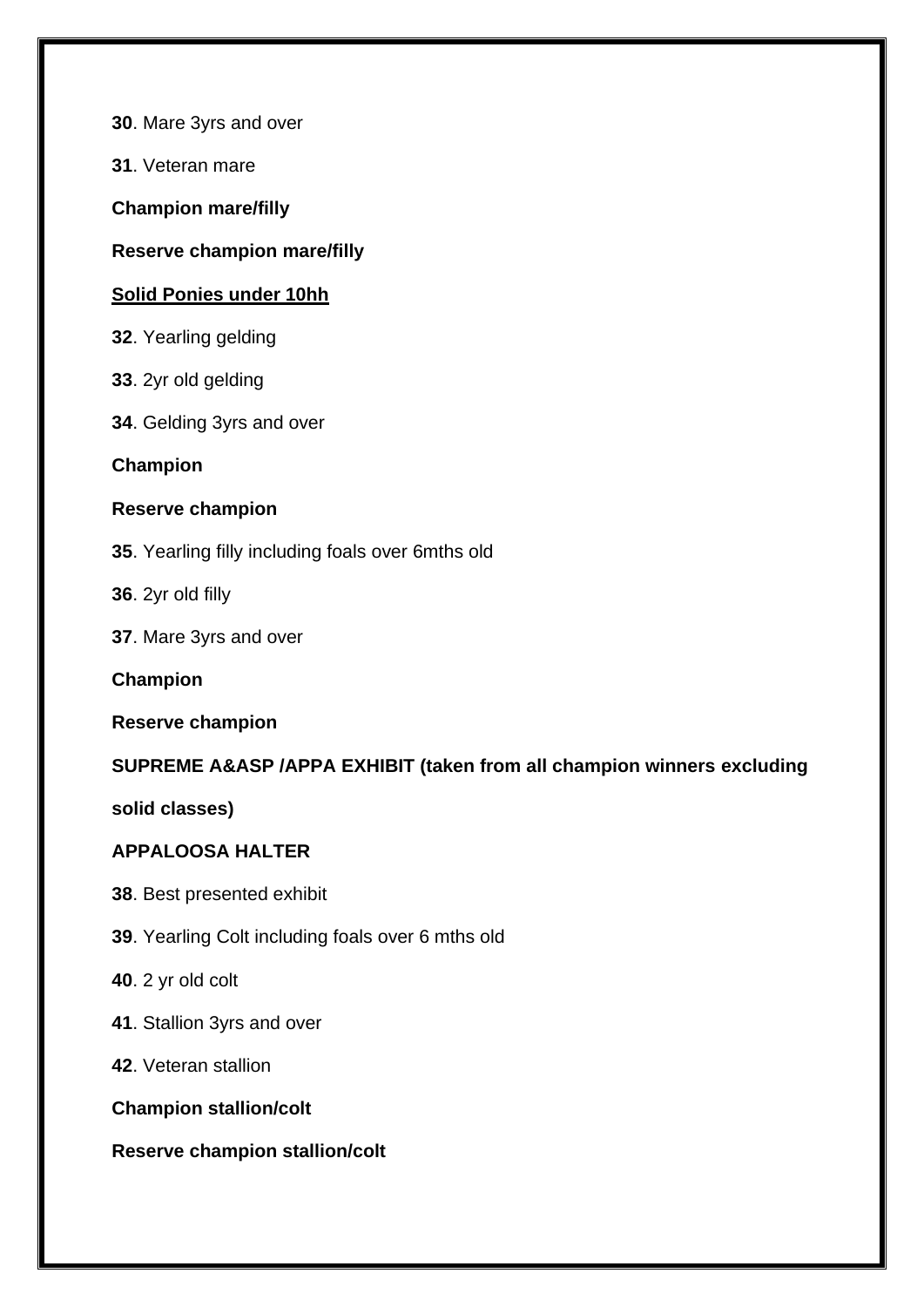**30**. Mare 3yrs and over

**31**. Veteran mare

**Champion mare/filly**

**Reserve champion mare/filly**

**Solid Ponies under 10hh**

**32**. Yearling gelding

**33**. 2yr old gelding

**34**. Gelding 3yrs and over

**Champion**

**Reserve champion**

**35**. Yearling filly including foals over 6mths old

**36**. 2yr old filly

**37**. Mare 3yrs and over

**Champion**

**Reserve champion**

**SUPREME A&ASP /APPA EXHIBIT (taken from all champion winners excluding solid classes)**

**APPALOOSA HALTER**

**38**. Best presented exhibit

**39**. Yearling Colt including foals over 6 mths old

**40**. 2 yr old colt

**41**. Stallion 3yrs and over

**42**. Veteran stallion

**Champion stallion/colt**

**Reserve champion stallion/colt**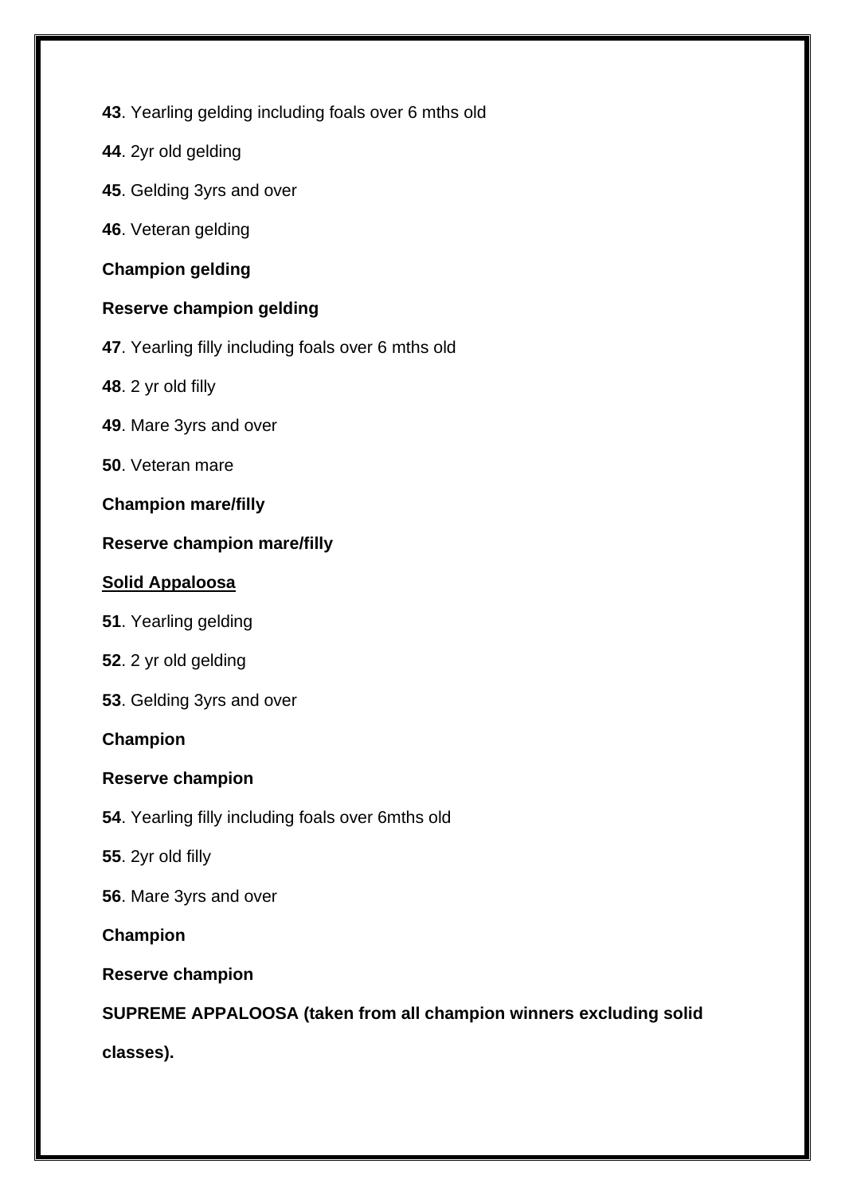**43**. Yearling gelding including foals over 6 mths old

**44**. 2yr old gelding

**45**. Gelding 3yrs and over

**46**. Veteran gelding

**Champion gelding**

**Reserve champion gelding**

**47**. Yearling filly including foals over 6 mths old

**48**. 2 yr old filly

**49**. Mare 3yrs and over

**50**. Veteran mare

**Champion mare/filly**

**Reserve champion mare/filly**

<u>**Solid Appaloosa**</u>

**51**. Yearling gelding

**52**. 2 yr old gelding

**53**. Gelding 3yrs and over

**Champion**

**Reserve champion**

**54**. Yearling filly including foals over 6mths old

**55**. 2yr old filly

**56**. Mare 3yrs and over

**Champion**

**Reserve champion**

**SUPREME APPALOOSA (taken from all champion winners excluding solid classes).**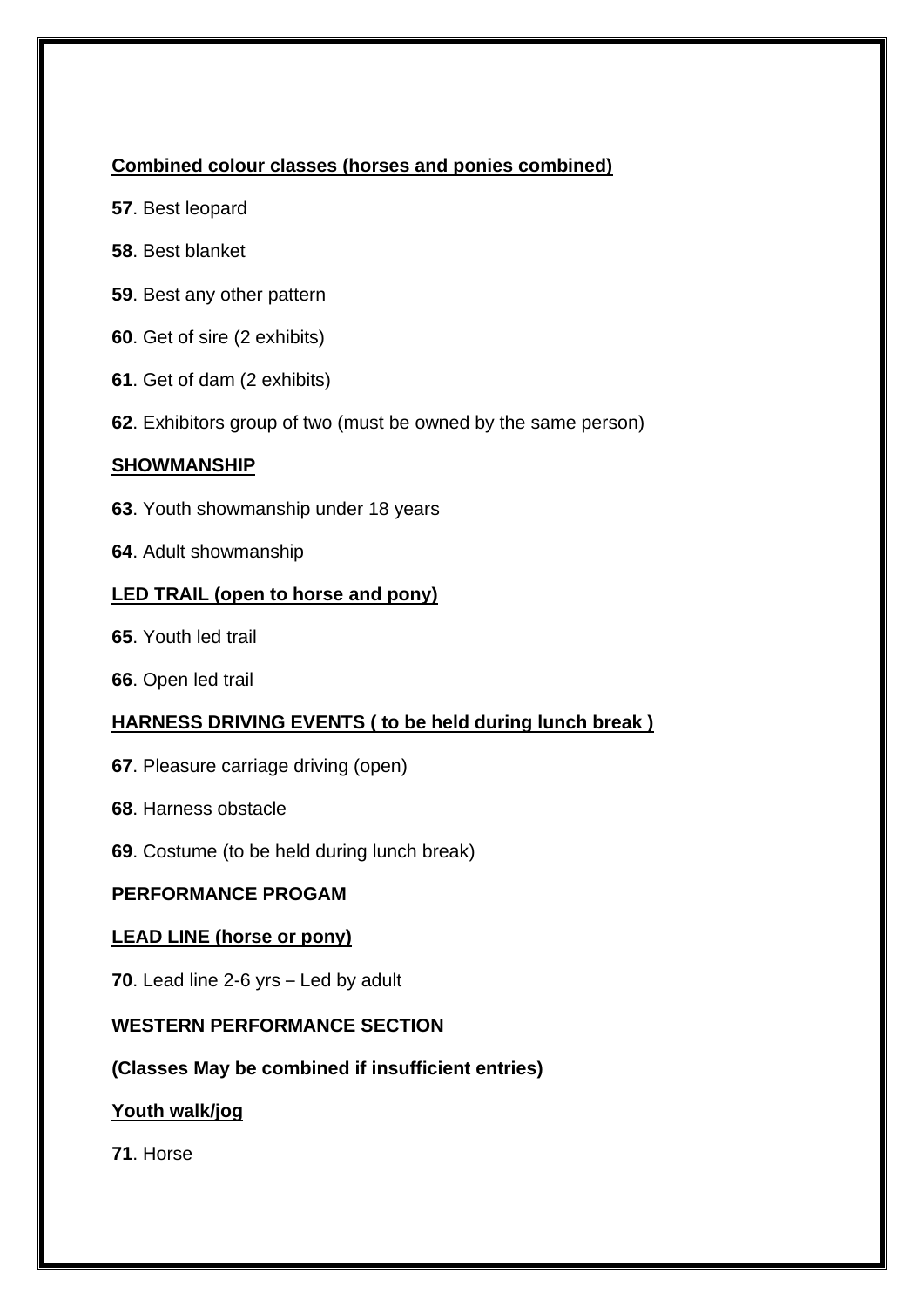**Combined colour classes (horses and ponies combined)**

**57**. Best leopard

**58**. Best blanket

**59**. Best any other pattern

**60**. Get of sire (2 exhibits)

**61**. Get of dam (2 exhibits)

**62**. Exhibitors group of two (must be owned by the same person)

**SHOWMANSHIP**

**63**. Youth showmanship under 18 years

**64**. Adult showmanship

**LED TRAIL (open to horse and pony)**

**65**. Youth led trail

**66**. Open led trail

**HARNESS DRIVING EVENTS ( to be held during lunch break )**

**67**. Pleasure carriage driving (open)

**68**. Harness obstacle

**69**. Costume (to be held during lunch break)

**PERFORMANCE PROGAM**

**LEAD LINE (horse or pony)**

**70**. Lead line 2-6 yrs – Led by adult

**WESTERN PERFORMANCE SECTION**

**(Classes May be combined if insufficient entries)**

**Youth walk/jog**

**71**. Horse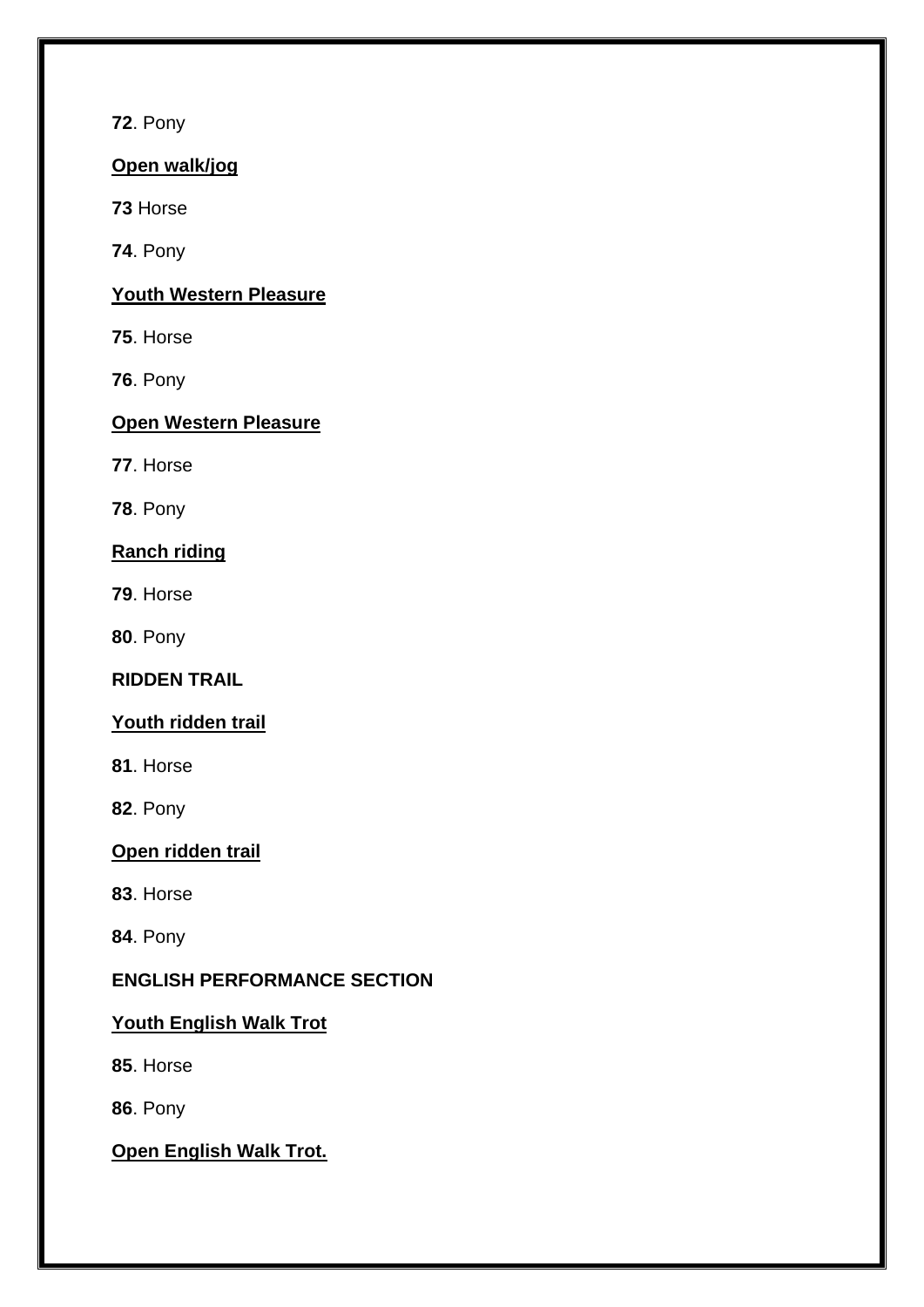**72**. Pony

**Open walk/jog**

**73** Horse

**74**. Pony

**Youth Western Pleasure**

**75**. Horse

**76**. Pony

**Open Western Pleasure**

**77**. Horse

**78**. Pony

**Ranch riding**

**79**. Horse

**80**. Pony

**RIDDEN TRAIL**

**Youth ridden trail**

**81**. Horse

**82**. Pony

**Open ridden trail**

**83**. Horse

**84**. Pony

**ENGLISH PERFORMANCE SECTION**

**Youth English Walk Trot**

**85**. Horse

**86**. Pony

**Open English Walk Trot.**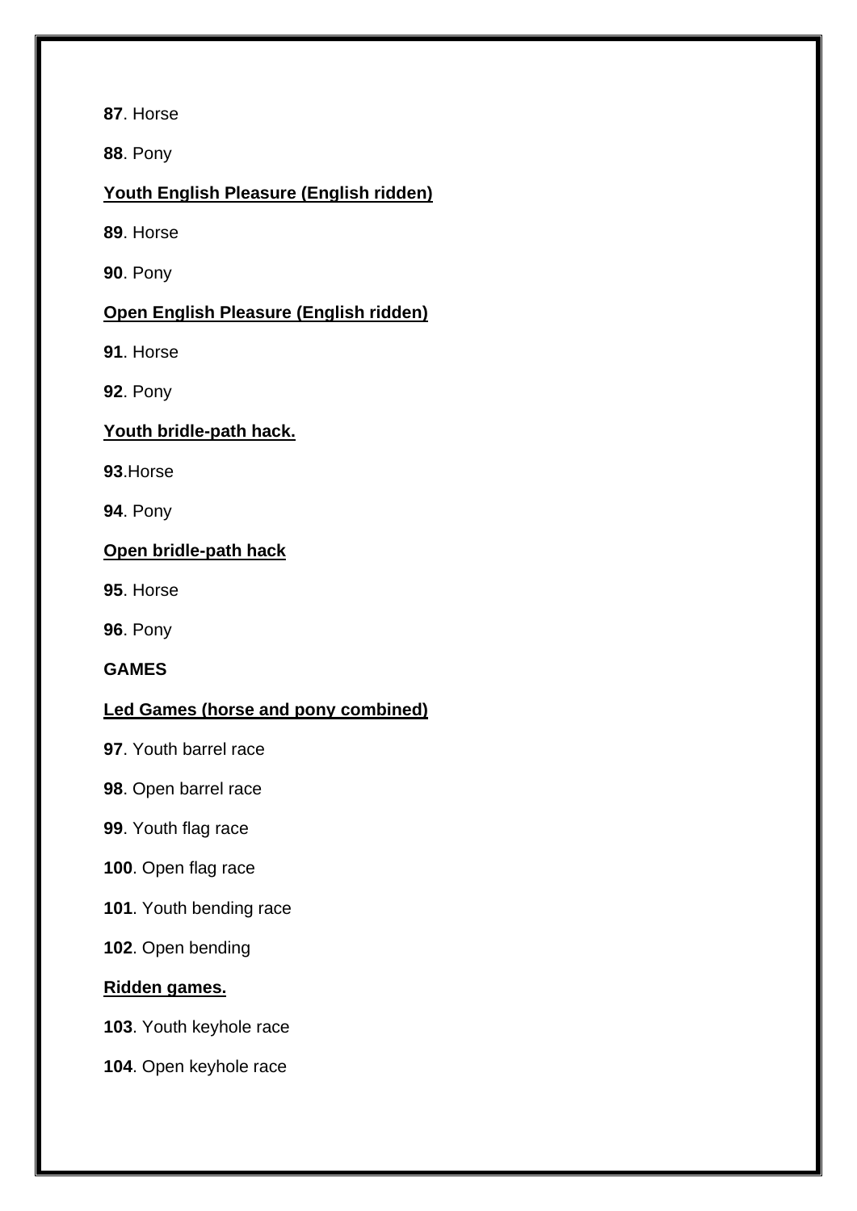**87**. Horse

**88**. Pony

**<u>Youth English Pleasure (English ridden)</u>**

**89**. Horse

**90**. Pony

**<u>Open English Pleasure (English ridden)</u>**

**91**. Horse

**92**. Pony

**<u>Youth bridle-path hack.</u>**

**93**.Horse

**94**. Pony

**<u>Open bridle-path hack</u>**

**95**. Horse

**96**. Pony

**GAMES**

**<u>Led Games (horse and pony combined)</u>**

**97**. Youth barrel race

**98**. Open barrel race

**99**. Youth flag race

**100**. Open flag race

**101**. Youth bending race

**102**. Open bending

**<u>Ridden games.</u>**

**103**. Youth keyhole race

**104**. Open keyhole race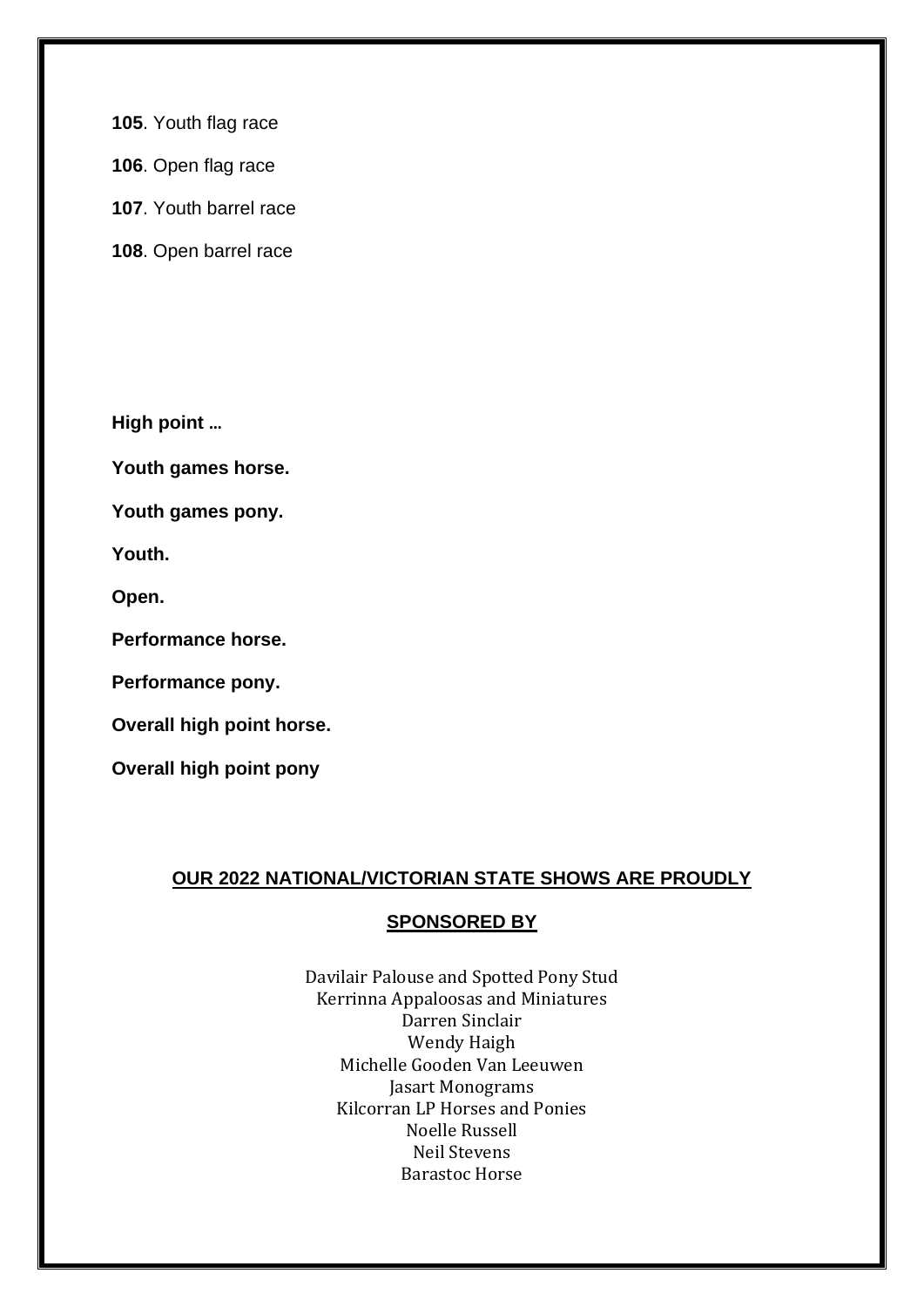**105**. Youth flag race

**106**. Open flag race

**107**. Youth barrel race

**108**. Open barrel race

**High point …**

**Youth games horse.**

**Youth games pony.**

**Youth.**

**Open.**

**Performance horse.**

**Performance pony.**

**Overall high point horse.**

**Overall high point pony**

**OUR 2022 NATIONAL/VICTORIAN STATE SHOWS ARE PROUDLY**

**SPONSORED BY**

Davilair Palouse and Spotted Pony Stud
Kerrinna Appaloosas and Miniatures
Darren Sinclair
Wendy Haigh
Michelle Gooden Van Leeuwen
Jasart Monograms
Kilcorran LP Horses and Ponies
Noelle Russell
Neil Stevens
Barastoc Horse